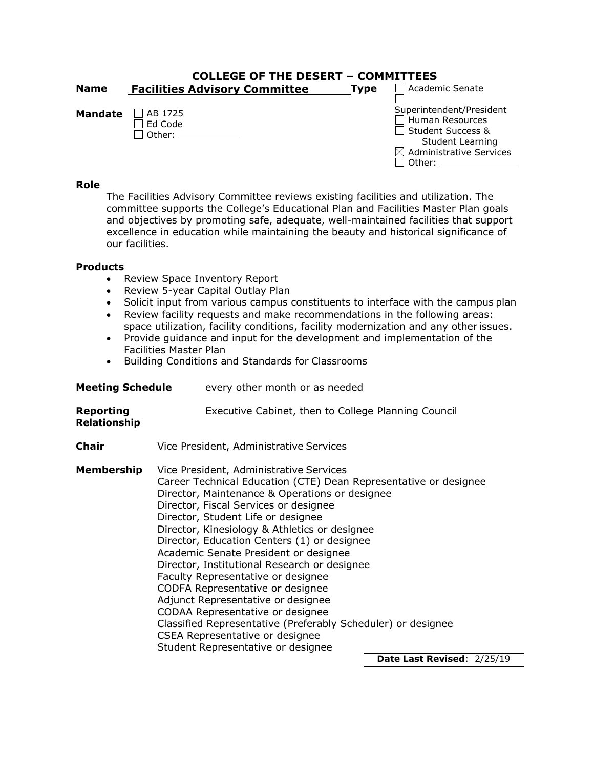# COLLEGE OF THE DESERT – COMMITTEES

**Name** **Facilities Advisory Committee**

**Type**
- ☐ Academic Senate
- ☐ Superintendent/President
- ☐ Human Resources
- ☐ Student Success & Student Learning
- ☒ Administrative Services
- ☐ Other: \_\_\_\_\_\_\_\_\_\_

**Mandate**
- ☐ AB 1725
- ☐ Ed Code
- ☐ Other: \_\_\_\_\_\_\_\_\_\_

**Role**

The Facilities Advisory Committee reviews existing facilities and utilization. The committee supports the College's Educational Plan and Facilities Master Plan goals and objectives by promoting safe, adequate, well-maintained facilities that support excellence in education while maintaining the beauty and historical significance of our facilities.

**Products**

- Review Space Inventory Report
- Review 5-year Capital Outlay Plan
- Solicit input from various campus constituents to interface with the campus plan
- Review facility requests and make recommendations in the following areas: space utilization, facility conditions, facility modernization and any other issues.
- Provide guidance and input for the development and implementation of the Facilities Master Plan
- Building Conditions and Standards for Classrooms

**Meeting Schedule** every other month or as needed

**Reporting Relationship** Executive Cabinet, then to College Planning Council

**Chair** Vice President, Administrative Services

**Membership**
Vice President, Administrative Services
Career Technical Education (CTE) Dean Representative or designee
Director, Maintenance & Operations or designee
Director, Fiscal Services or designee
Director, Student Life or designee
Director, Kinesiology & Athletics or designee
Director, Education Centers (1) or designee
Academic Senate President or designee
Director, Institutional Research or designee
Faculty Representative or designee
CODFA Representative or designee
Adjunct Representative or designee
CODAA Representative or designee
Classified Representative (Preferably Scheduler) or designee
CSEA Representative or designee
Student Representative or designee

**Date Last Revised**: 2/25/19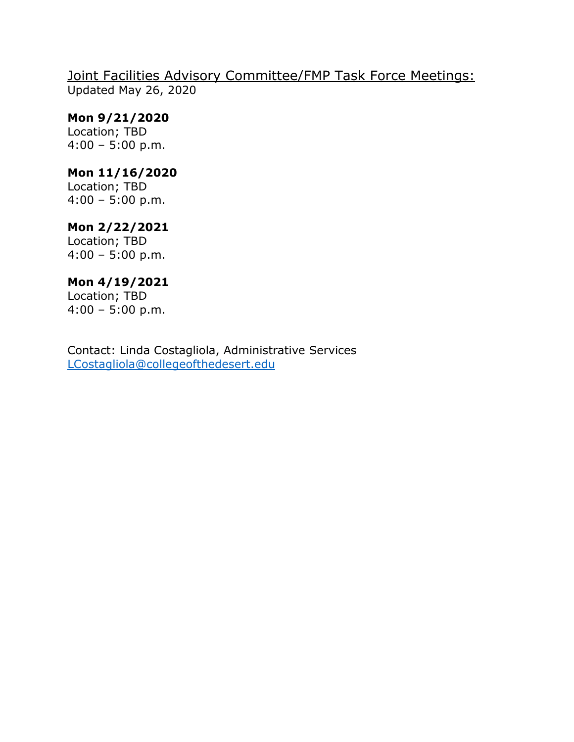Joint Facilities Advisory Committee/FMP Task Force Meetings:
Updated May 26, 2020

**Mon 9/21/2020**
Location; TBD
4:00 – 5:00 p.m.

**Mon 11/16/2020**
Location; TBD
4:00 – 5:00 p.m.

**Mon 2/22/2021**
Location; TBD
4:00 – 5:00 p.m.

**Mon 4/19/2021**
Location; TBD
4:00 – 5:00 p.m.

Contact: Linda Costagliola, Administrative Services
LCostagliola@collegeofthedesert.edu